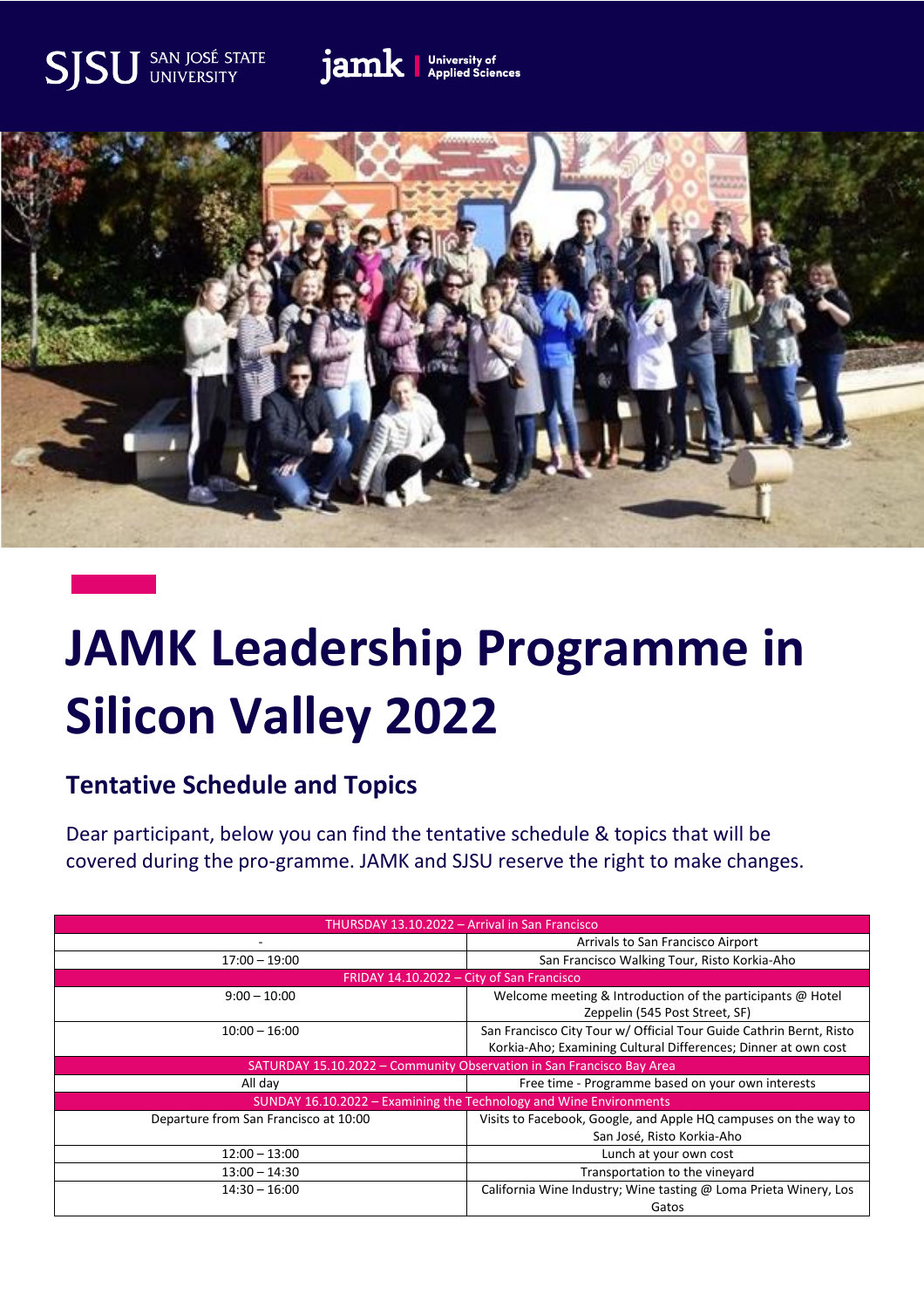# JAMK Leadership Programme in Silicon Valley 2022

## Tentative Schedule and Topics

Dear participant, below you can find the tentative schedule & topics that will be covered during the pro-gramme. JAMK and SJSU reserve the right to make changes.

| THURSDAY 13.10.2022 – Arrival in San Francisco | |
|---|---|
| - | Arrivals to San Francisco Airport |
| 17:00 – 19:00 | San Francisco Walking Tour, Risto Korkia-Aho |
| **FRIDAY 14.10.2022 – City of San Francisco** | |
| 9:00 – 10:00 | Welcome meeting & Introduction of the participants @ Hotel Zeppelin (545 Post Street, SF) |
| 10:00 – 16:00 | San Francisco City Tour w/ Official Tour Guide Cathrin Bernt, Risto Korkia-Aho; Examining Cultural Differences; Dinner at own cost |
| **SATURDAY 15.10.2022 – Community Observation in San Francisco Bay Area** | |
| All day | Free time - Programme based on your own interests |
| **SUNDAY 16.10.2022 – Examining the Technology and Wine Environments** | |
| Departure from San Francisco at 10:00 | Visits to Facebook, Google, and Apple HQ campuses on the way to San José, Risto Korkia-Aho |
| 12:00 – 13:00 | Lunch at your own cost |
| 13:00 – 14:30 | Transportation to the vineyard |
| 14:30 – 16:00 | California Wine Industry; Wine tasting @ Loma Prieta Winery, Los Gatos |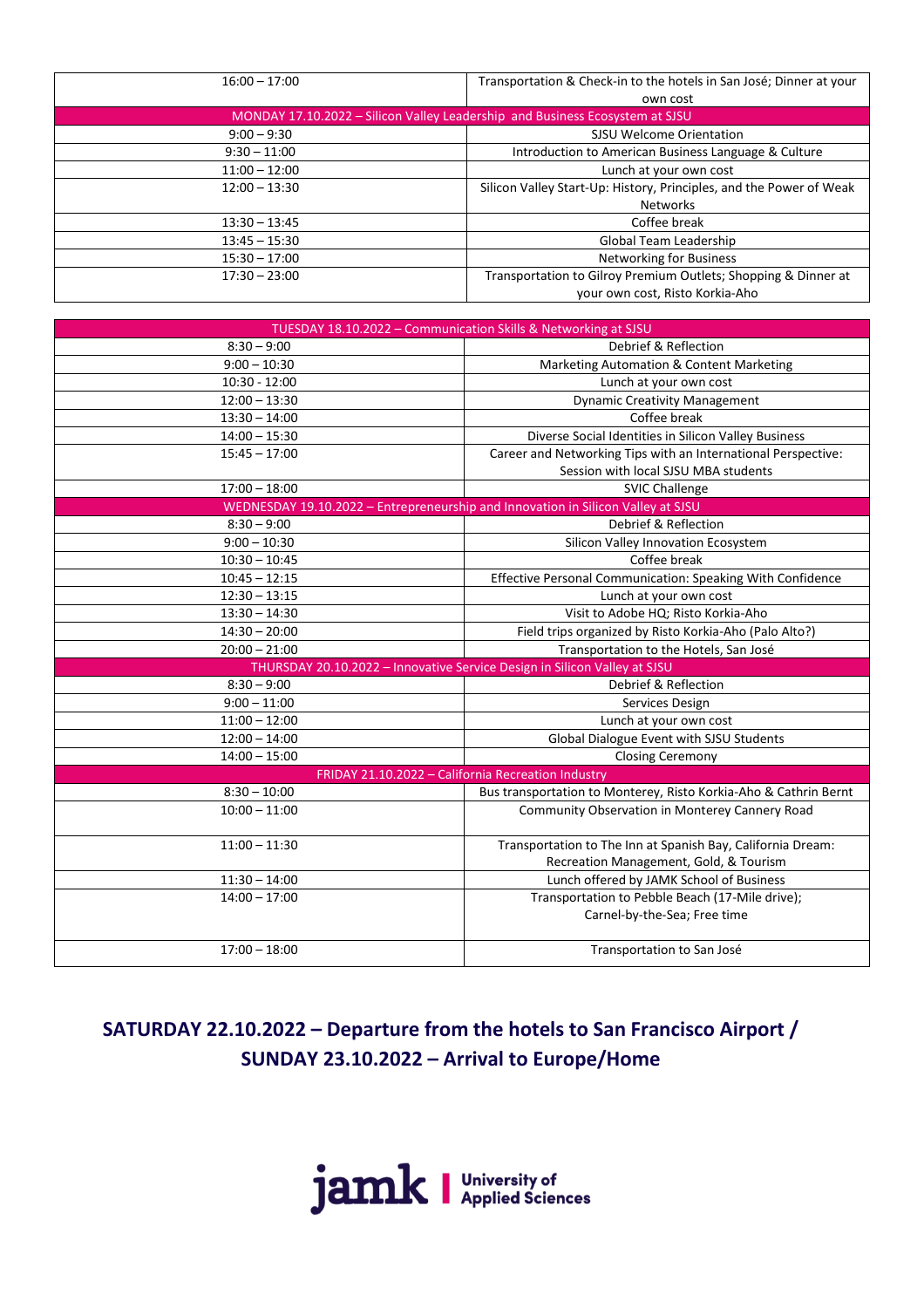| | |
|---|---|
| 16:00 – 17:00 | Transportation & Check-in to the hotels in San José; Dinner at your own cost |
| **MONDAY 17.10.2022 – Silicon Valley Leadership and Business Ecosystem at SJSU** | |
| 9:00 – 9:30 | SJSU Welcome Orientation |
| 9:30 – 11:00 | Introduction to American Business Language & Culture |
| 11:00 – 12:00 | Lunch at your own cost |
| 12:00 – 13:30 | Silicon Valley Start-Up: History, Principles, and the Power of Weak Networks |
| 13:30 – 13:45 | Coffee break |
| 13:45 – 15:30 | Global Team Leadership |
| 15:30 – 17:00 | Networking for Business |
| 17:30 – 23:00 | Transportation to Gilroy Premium Outlets; Shopping & Dinner at your own cost, Risto Korkia-Aho |

| | |
|---|---|
| **TUESDAY 18.10.2022 – Communication Skills & Networking at SJSU** | |
| 8:30 – 9:00 | Debrief & Reflection |
| 9:00 – 10:30 | Marketing Automation & Content Marketing |
| 10:30 - 12:00 | Lunch at your own cost |
| 12:00 – 13:30 | Dynamic Creativity Management |
| 13:30 – 14:00 | Coffee break |
| 14:00 – 15:30 | Diverse Social Identities in Silicon Valley Business |
| 15:45 – 17:00 | Career and Networking Tips with an International Perspective: Session with local SJSU MBA students |
| 17:00 – 18:00 | SVIC Challenge |
| **WEDNESDAY 19.10.2022 – Entrepreneurship and Innovation in Silicon Valley at SJSU** | |
| 8:30 – 9:00 | Debrief & Reflection |
| 9:00 – 10:30 | Silicon Valley Innovation Ecosystem |
| 10:30 – 10:45 | Coffee break |
| 10:45 – 12:15 | Effective Personal Communication: Speaking With Confidence |
| 12:30 – 13:15 | Lunch at your own cost |
| 13:30 – 14:30 | Visit to Adobe HQ; Risto Korkia-Aho |
| 14:30 – 20:00 | Field trips organized by Risto Korkia-Aho (Palo Alto?) |
| 20:00 – 21:00 | Transportation to the Hotels, San José |
| **THURSDAY 20.10.2022 – Innovative Service Design in Silicon Valley at SJSU** | |
| 8:30 – 9:00 | Debrief & Reflection |
| 9:00 – 11:00 | Services Design |
| 11:00 – 12:00 | Lunch at your own cost |
| 12:00 – 14:00 | Global Dialogue Event with SJSU Students |
| 14:00 – 15:00 | Closing Ceremony |
| **FRIDAY 21.10.2022 – California Recreation Industry** | |
| 8:30 – 10:00 | Bus transportation to Monterey, Risto Korkia-Aho & Cathrin Bernt |
| 10:00 – 11:00 | Community Observation in Monterey Cannery Road |
| 11:00 – 11:30 | Transportation to The Inn at Spanish Bay, California Dream: Recreation Management, Gold, & Tourism |
| 11:30 – 14:00 | Lunch offered by JAMK School of Business |
| 14:00 – 17:00 | Transportation to Pebble Beach (17-Mile drive); Carnel-by-the-Sea; Free time |
| 17:00 – 18:00 | Transportation to San José |

## SATURDAY 22.10.2022 – Departure from the hotels to San Francisco Airport / SUNDAY 23.10.2022 – Arrival to Europe/Home

jamk | University of Applied Sciences